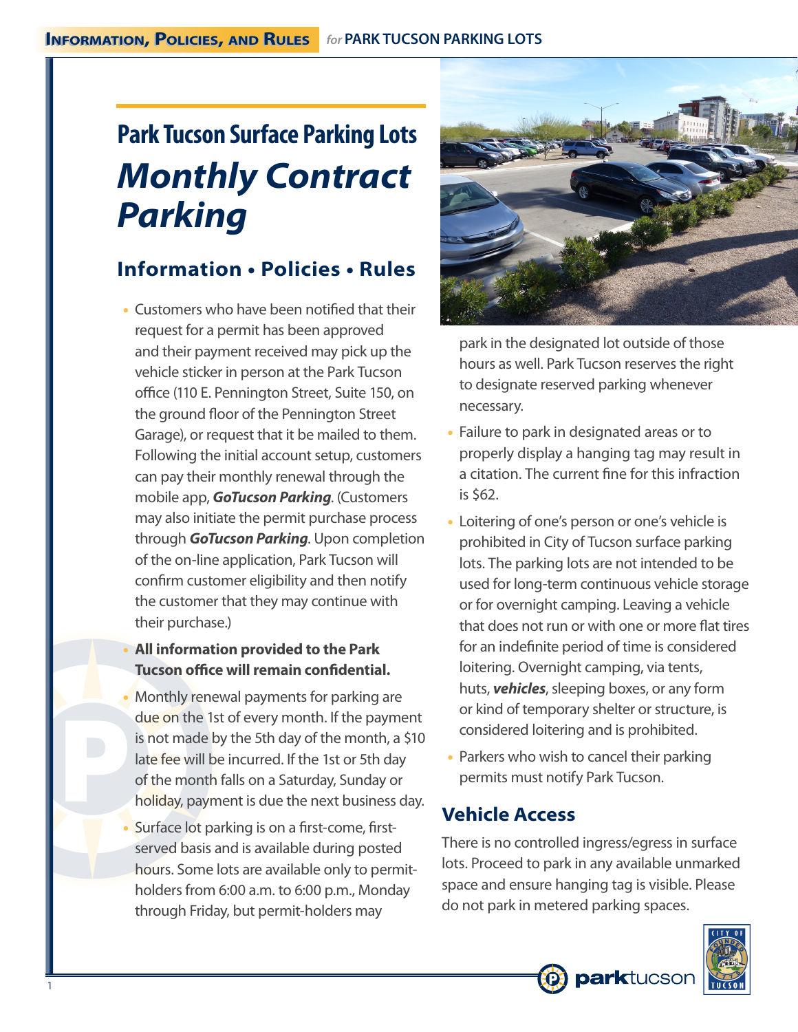# Park Tucson Surface Parking Lots

# *Monthly Contract Parking*

## Information • Policies • Rules

- Customers who have been notified that their request for a permit has been approved and their payment received may pick up the vehicle sticker in person at the Park Tucson office (110 E. Pennington Street, Suite 150, on the ground floor of the Pennington Street Garage), or request that it be mailed to them. Following the initial account setup, customers can pay their monthly renewal through the mobile app, ***GoTucson Parking***. (Customers may also initiate the permit purchase process through ***GoTucson Parking***. Upon completion of the on-line application, Park Tucson will confirm customer eligibility and then notify the customer that they may continue with their purchase.)
- **All information provided to the Park Tucson office will remain confidential.**
- Monthly renewal payments for parking are due on the 1st of every month. If the payment is not made by the 5th day of the month, a $10 late fee will be incurred. If the 1st or 5th day of the month falls on a Saturday, Sunday or holiday, payment is due the next business day.
- Surface lot parking is on a first-come, first-served basis and is available during posted hours. Some lots are available only to permit-holders from 6:00 a.m. to 6:00 p.m., Monday through Friday, but permit-holders may park in the designated lot outside of those hours as well. Park Tucson reserves the right to designate reserved parking whenever necessary.
- Failure to park in designated areas or to properly display a hanging tag may result in a citation. The current fine for this infraction is $62.
- Loitering of one's person or one's vehicle is prohibited in City of Tucson surface parking lots. The parking lots are not intended to be used for long-term continuous vehicle storage or for overnight camping. Leaving a vehicle that does not run or with one or more flat tires for an indefinite period of time is considered loitering. Overnight camping, via tents, huts, ***vehicles***, sleeping boxes, or any form or kind of temporary shelter or structure, is considered loitering and is prohibited.
- Parkers who wish to cancel their parking permits must notify Park Tucson.

## Vehicle Access

There is no controlled ingress/egress in surface lots. Proceed to park in any available unmarked space and ensure hanging tag is visible. Please do not park in metered parking spaces.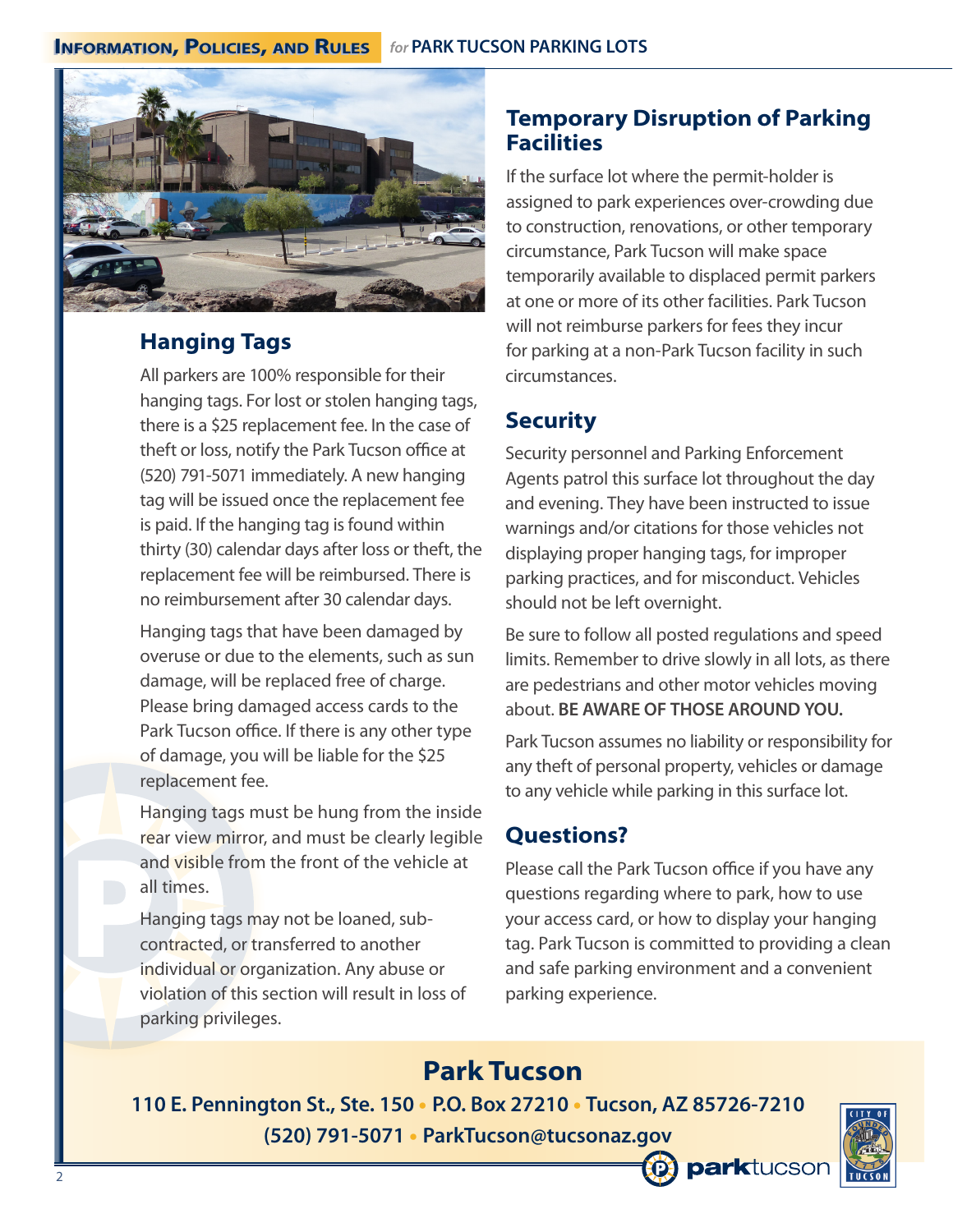## Hanging Tags

All parkers are 100% responsible for their hanging tags. For lost or stolen hanging tags, there is a $25 replacement fee. In the case of theft or loss, notify the Park Tucson office at (520) 791-5071 immediately. A new hanging tag will be issued once the replacement fee is paid. If the hanging tag is found within thirty (30) calendar days after loss or theft, the replacement fee will be reimbursed. There is no reimbursement after 30 calendar days.

Hanging tags that have been damaged by overuse or due to the elements, such as sun damage, will be replaced free of charge. Please bring damaged access cards to the Park Tucson office. If there is any other type of damage, you will be liable for the $25 replacement fee.

Hanging tags must be hung from the inside rear view mirror, and must be clearly legible and visible from the front of the vehicle at all times.

Hanging tags may not be loaned, sub-contracted, or transferred to another individual or organization. Any abuse or violation of this section will result in loss of parking privileges.

## Temporary Disruption of Parking Facilities

If the surface lot where the permit-holder is assigned to park experiences over-crowding due to construction, renovations, or other temporary circumstance, Park Tucson will make space temporarily available to displaced permit parkers at one or more of its other facilities. Park Tucson will not reimburse parkers for fees they incur for parking at a non-Park Tucson facility in such circumstances.

## Security

Security personnel and Parking Enforcement Agents patrol this surface lot throughout the day and evening. They have been instructed to issue warnings and/or citations for those vehicles not displaying proper hanging tags, for improper parking practices, and for misconduct. Vehicles should not be left overnight.

Be sure to follow all posted regulations and speed limits. Remember to drive slowly in all lots, as there are pedestrians and other motor vehicles moving about. **BE AWARE OF THOSE AROUND YOU.**

Park Tucson assumes no liability or responsibility for any theft of personal property, vehicles or damage to any vehicle while parking in this surface lot.

## Questions?

Please call the Park Tucson office if you have any questions regarding where to park, how to use your access card, or how to display your hanging tag. Park Tucson is committed to providing a clean and safe parking environment and a convenient parking experience.

## Park Tucson

**110 E. Pennington St., Ste. 150 • P.O. Box 27210 • Tucson, AZ 85726-7210**

**(520) 791-5071 • ParkTucson@tucsonaz.gov**